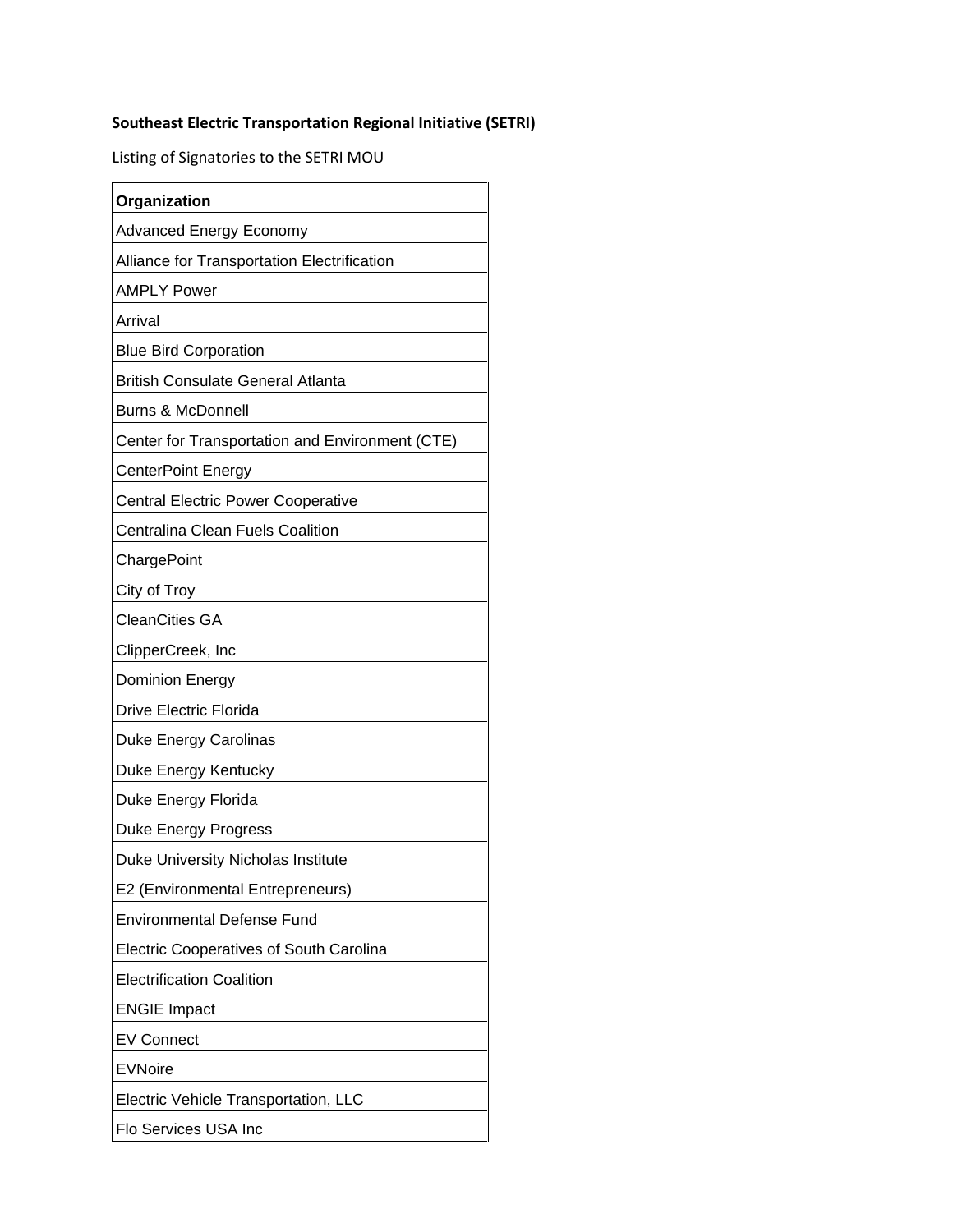**Southeast Electric Transportation Regional Initiative (SETRI)**

Listing of Signatories to the SETRI MOU

| Organization |
| --- |
| Advanced Energy Economy |
| Alliance for Transportation Electrification |
| AMPLY Power |
| Arrival |
| Blue Bird Corporation |
| British Consulate General Atlanta |
| Burns & McDonnell |
| Center for Transportation and Environment (CTE) |
| CenterPoint Energy |
| Central Electric Power Cooperative |
| Centralina Clean Fuels Coalition |
| ChargePoint |
| City of Troy |
| CleanCities GA |
| ClipperCreek, Inc |
| Dominion Energy |
| Drive Electric Florida |
| Duke Energy Carolinas |
| Duke Energy Kentucky |
| Duke Energy Florida |
| Duke Energy Progress |
| Duke University Nicholas Institute |
| E2 (Environmental Entrepreneurs) |
| Environmental Defense Fund |
| Electric Cooperatives of South Carolina |
| Electrification Coalition |
| ENGIE Impact |
| EV Connect |
| EVNoire |
| Electric Vehicle Transportation, LLC |
| Flo Services USA Inc |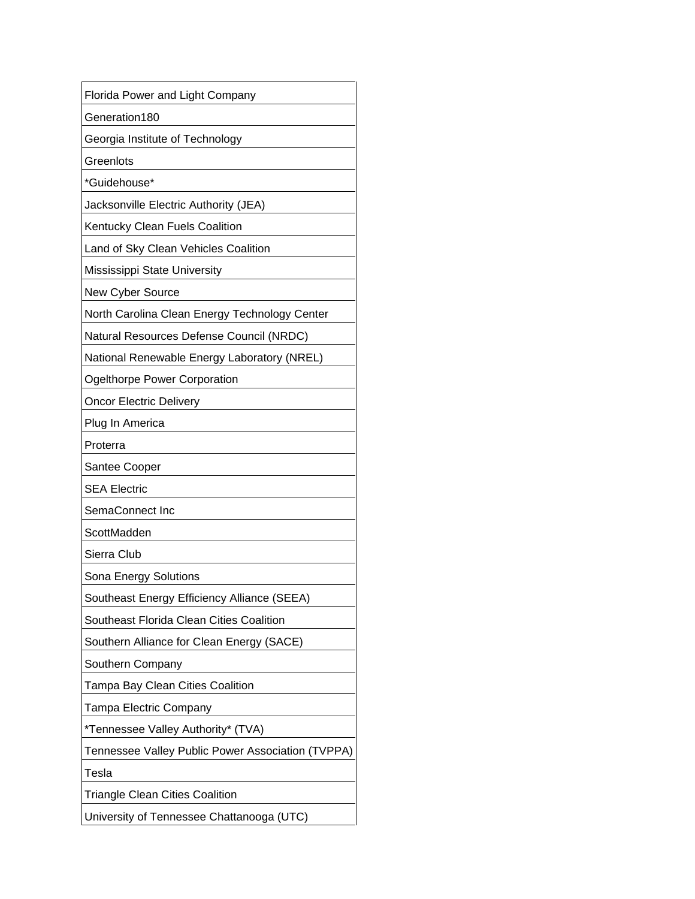| |
|---|
| Florida Power and Light Company |
| Generation180 |
| Georgia Institute of Technology |
| Greenlots |
| *Guidehouse* |
| Jacksonville Electric Authority (JEA) |
| Kentucky Clean Fuels Coalition |
| Land of Sky Clean Vehicles Coalition |
| Mississippi State University |
| New Cyber Source |
| North Carolina Clean Energy Technology Center |
| Natural Resources Defense Council (NRDC) |
| National Renewable Energy Laboratory (NREL) |
| Ogelthorpe Power Corporation |
| Oncor Electric Delivery |
| Plug In America |
| Proterra |
| Santee Cooper |
| SEA Electric |
| SemaConnect Inc |
| ScottMadden |
| Sierra Club |
| Sona Energy Solutions |
| Southeast Energy Efficiency Alliance (SEEA) |
| Southeast Florida Clean Cities Coalition |
| Southern Alliance for Clean Energy (SACE) |
| Southern Company |
| Tampa Bay Clean Cities Coalition |
| Tampa Electric Company |
| *Tennessee Valley Authority* (TVA) |
| Tennessee Valley Public Power Association (TVPPA) |
| Tesla |
| Triangle Clean Cities Coalition |
| University of Tennessee Chattanooga (UTC) |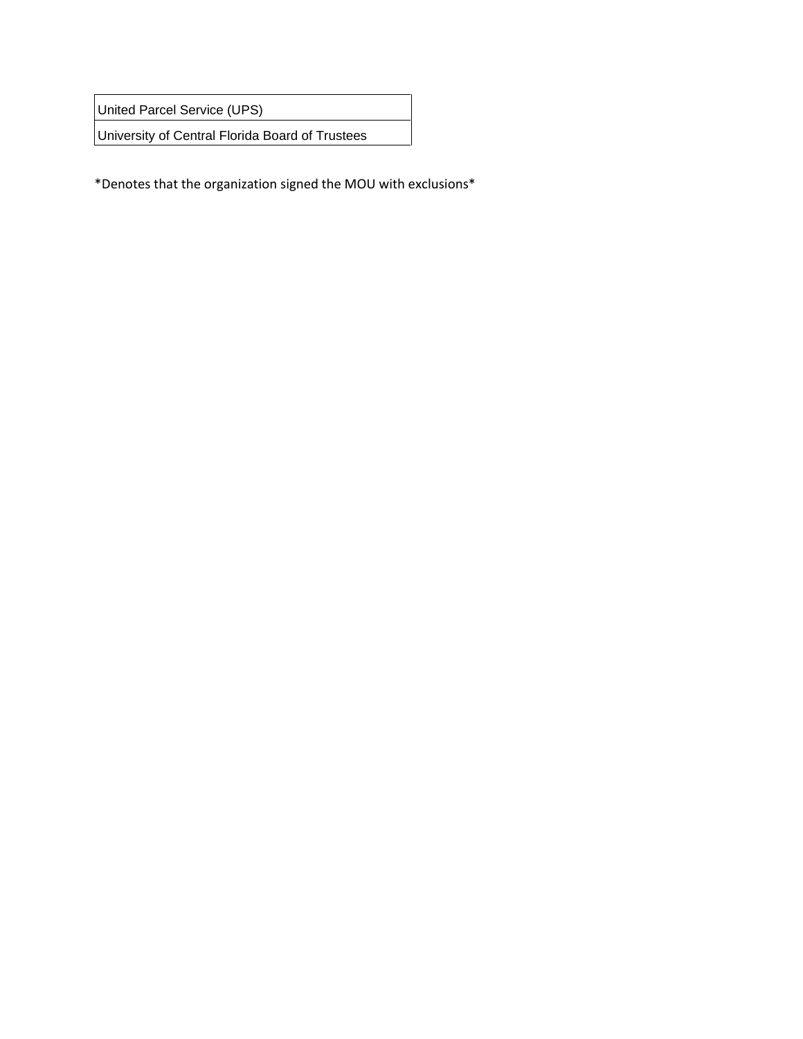| |
|---|
| United Parcel Service (UPS) |
| University of Central Florida Board of Trustees |

*Denotes that the organization signed the MOU with exclusions*